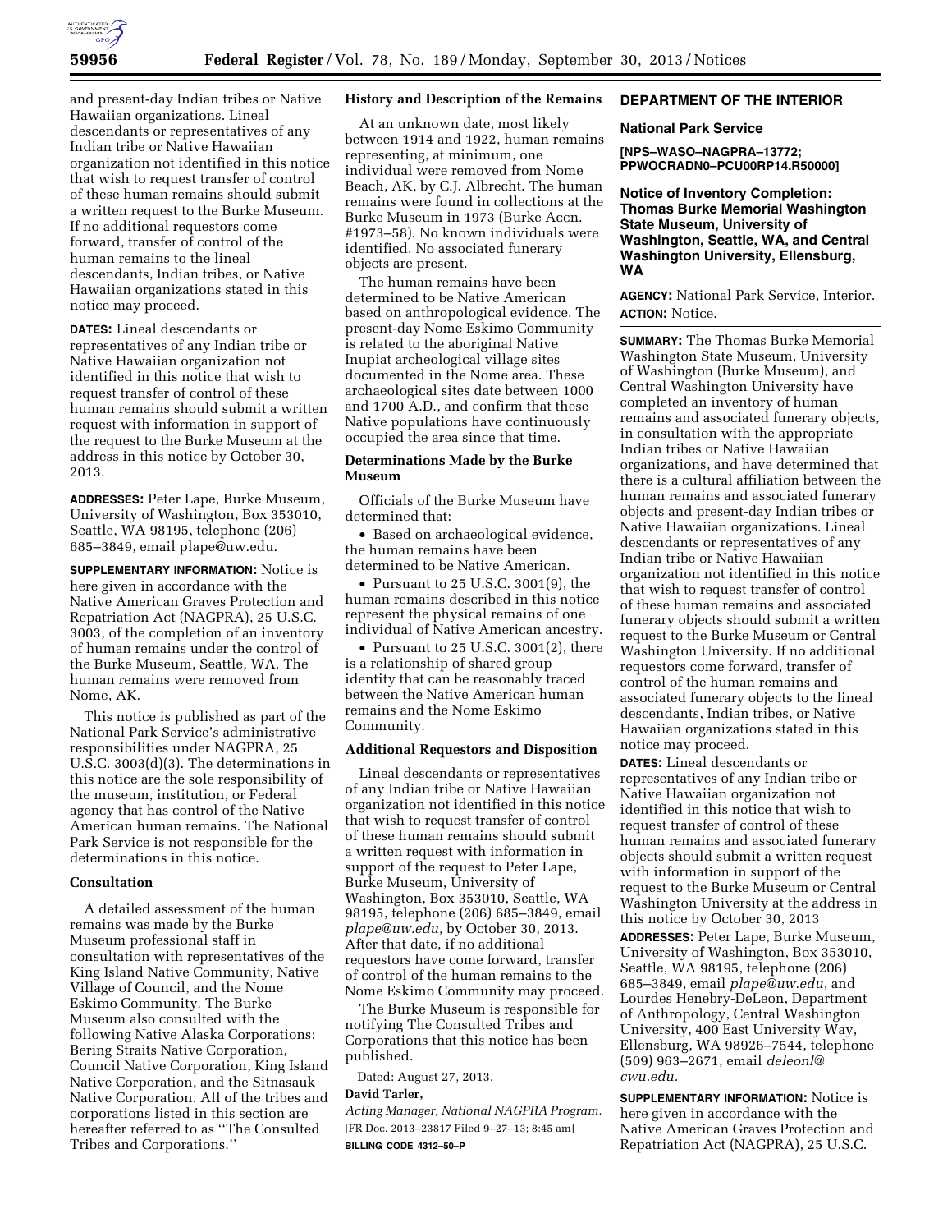and present-day Indian tribes or Native Hawaiian organizations. Lineal descendants or representatives of any Indian tribe or Native Hawaiian organization not identified in this notice that wish to request transfer of control of these human remains should submit a written request to the Burke Museum. If no additional requestors come forward, transfer of control of the human remains to the lineal descendants, Indian tribes, or Native Hawaiian organizations stated in this notice may proceed.

**DATES:** Lineal descendants or representatives of any Indian tribe or Native Hawaiian organization not identified in this notice that wish to request transfer of control of these human remains should submit a written request with information in support of the request to the Burke Museum at the address in this notice by October 30, 2013.

**ADDRESSES:** Peter Lape, Burke Museum, University of Washington, Box 353010, Seattle, WA 98195, telephone (206) 685–3849, email plape@uw.edu.

**SUPPLEMENTARY INFORMATION:** Notice is here given in accordance with the Native American Graves Protection and Repatriation Act (NAGPRA), 25 U.S.C. 3003, of the completion of an inventory of human remains under the control of the Burke Museum, Seattle, WA. The human remains were removed from Nome, AK.

This notice is published as part of the National Park Service's administrative responsibilities under NAGPRA, 25 U.S.C. 3003(d)(3). The determinations in this notice are the sole responsibility of the museum, institution, or Federal agency that has control of the Native American human remains. The National Park Service is not responsible for the determinations in this notice.

### Consultation

A detailed assessment of the human remains was made by the Burke Museum professional staff in consultation with representatives of the King Island Native Community, Native Village of Council, and the Nome Eskimo Community. The Burke Museum also consulted with the following Native Alaska Corporations: Bering Straits Native Corporation, Council Native Corporation, King Island Native Corporation, and the Sitnasauk Native Corporation. All of the tribes and corporations listed in this section are hereafter referred to as ''The Consulted Tribes and Corporations.''

### History and Description of the Remains

At an unknown date, most likely between 1914 and 1922, human remains representing, at minimum, one individual were removed from Nome Beach, AK, by C.J. Albrecht. The human remains were found in collections at the Burke Museum in 1973 (Burke Accn. #1973–58). No known individuals were identified. No associated funerary objects are present.

The human remains have been determined to be Native American based on anthropological evidence. The present-day Nome Eskimo Community is related to the aboriginal Native Inupiat archeological village sites documented in the Nome area. These archaeological sites date between 1000 and 1700 A.D., and confirm that these Native populations have continuously occupied the area since that time.

### Determinations Made by the Burke Museum

Officials of the Burke Museum have determined that:

- Based on archaeological evidence, the human remains have been determined to be Native American.
- Pursuant to 25 U.S.C. 3001(9), the human remains described in this notice represent the physical remains of one individual of Native American ancestry.
- Pursuant to 25 U.S.C. 3001(2), there is a relationship of shared group identity that can be reasonably traced between the Native American human remains and the Nome Eskimo Community.

### Additional Requestors and Disposition

Lineal descendants or representatives of any Indian tribe or Native Hawaiian organization not identified in this notice that wish to request transfer of control of these human remains should submit a written request with information in support of the request to Peter Lape, Burke Museum, University of Washington, Box 353010, Seattle, WA 98195, telephone (206) 685–3849, email *plape@uw.edu,* by October 30, 2013. After that date, if no additional requestors have come forward, transfer of control of the human remains to the Nome Eskimo Community may proceed.

The Burke Museum is responsible for notifying The Consulted Tribes and Corporations that this notice has been published.

Dated: August 27, 2013.

**David Tarler,**

*Acting Manager, National NAGPRA Program.*

[FR Doc. 2013–23817 Filed 9–27–13; 8:45 am]

**BILLING CODE 4312–50–P**

## DEPARTMENT OF THE INTERIOR

### National Park Service

**[NPS–WASO–NAGPRA–13772; PPWOCRADN0–PCU00RP14.R50000]**

### Notice of Inventory Completion: Thomas Burke Memorial Washington State Museum, University of Washington, Seattle, WA, and Central Washington University, Ellensburg, WA

**AGENCY:** National Park Service, Interior.

**ACTION:** Notice.

**SUMMARY:** The Thomas Burke Memorial Washington State Museum, University of Washington (Burke Museum), and Central Washington University have completed an inventory of human remains and associated funerary objects, in consultation with the appropriate Indian tribes or Native Hawaiian organizations, and have determined that there is a cultural affiliation between the human remains and associated funerary objects and present-day Indian tribes or Native Hawaiian organizations. Lineal descendants or representatives of any Indian tribe or Native Hawaiian organization not identified in this notice that wish to request transfer of control of these human remains and associated funerary objects should submit a written request to the Burke Museum or Central Washington University. If no additional requestors come forward, transfer of control of the human remains and associated funerary objects to the lineal descendants, Indian tribes, or Native Hawaiian organizations stated in this notice may proceed.

**DATES:** Lineal descendants or representatives of any Indian tribe or Native Hawaiian organization not identified in this notice that wish to request transfer of control of these human remains and associated funerary objects should submit a written request with information in support of the request to the Burke Museum or Central Washington University at the address in this notice by October 30, 2013

**ADDRESSES:** Peter Lape, Burke Museum, University of Washington, Box 353010, Seattle, WA 98195, telephone (206) 685–3849, email *plape@uw.edu*, and Lourdes Henebry-DeLeon, Department of Anthropology, Central Washington University, 400 East University Way, Ellensburg, WA 98926–7544, telephone (509) 963–2671, email *deleonl@cwu.edu.*

**SUPPLEMENTARY INFORMATION:** Notice is here given in accordance with the Native American Graves Protection and Repatriation Act (NAGPRA), 25 U.S.C.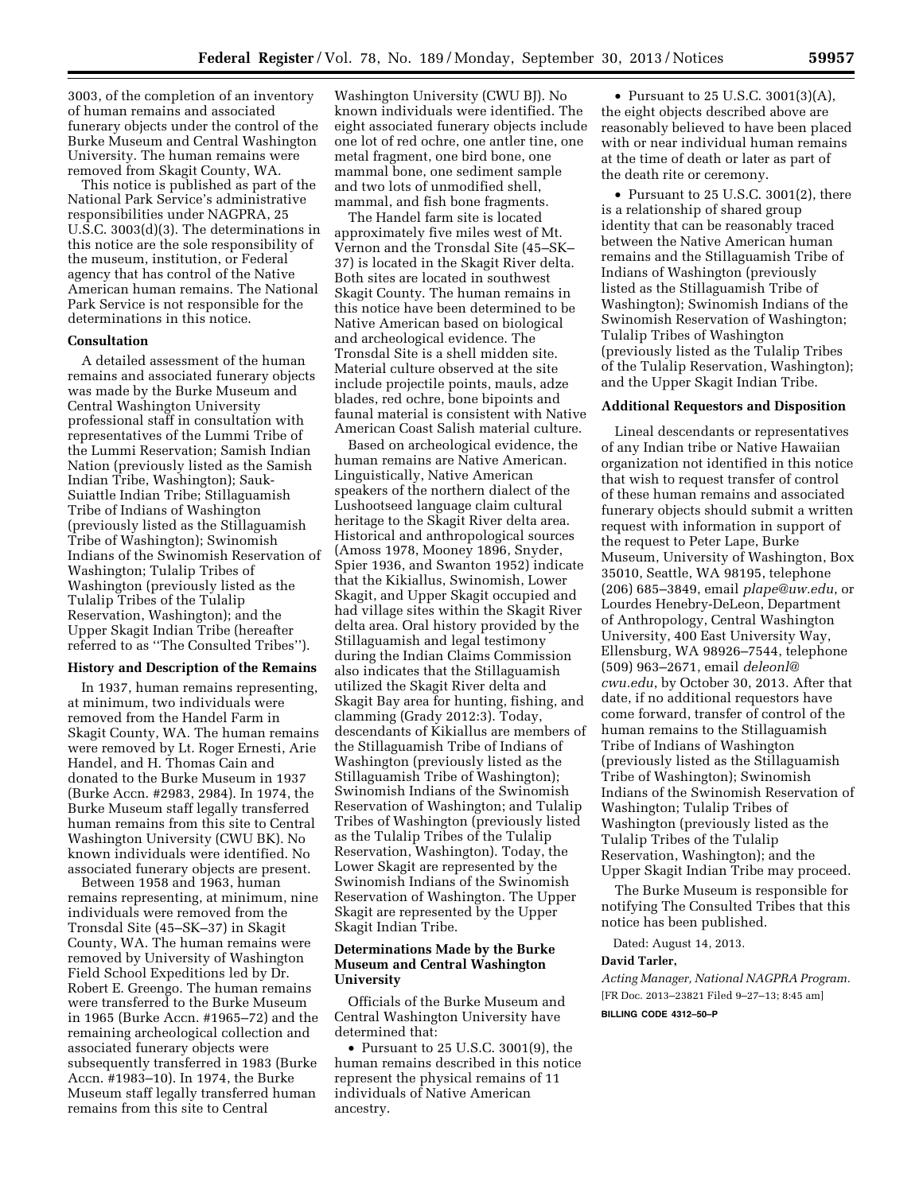3003, of the completion of an inventory of human remains and associated funerary objects under the control of the Burke Museum and Central Washington University. The human remains were removed from Skagit County, WA.

This notice is published as part of the National Park Service's administrative responsibilities under NAGPRA, 25 U.S.C. 3003(d)(3). The determinations in this notice are the sole responsibility of the museum, institution, or Federal agency that has control of the Native American human remains. The National Park Service is not responsible for the determinations in this notice.

## Consultation

A detailed assessment of the human remains and associated funerary objects was made by the Burke Museum and Central Washington University professional staff in consultation with representatives of the Lummi Tribe of the Lummi Reservation; Samish Indian Nation (previously listed as the Samish Indian Tribe, Washington); Sauk-Suiattle Indian Tribe; Stillaguamish Tribe of Indians of Washington (previously listed as the Stillaguamish Tribe of Washington); Swinomish Indians of the Swinomish Reservation of Washington; Tulalip Tribes of Washington (previously listed as the Tulalip Tribes of the Tulalip Reservation, Washington); and the Upper Skagit Indian Tribe (hereafter referred to as "The Consulted Tribes").

## History and Description of the Remains

In 1937, human remains representing, at minimum, two individuals were removed from the Handel Farm in Skagit County, WA. The human remains were removed by Lt. Roger Ernesti, Arie Handel, and H. Thomas Cain and donated to the Burke Museum in 1937 (Burke Accn. #2983, 2984). In 1974, the Burke Museum staff legally transferred human remains from this site to Central Washington University (CWU BK). No known individuals were identified. No associated funerary objects are present.

Between 1958 and 1963, human remains representing, at minimum, nine individuals were removed from the Tronsdal Site (45–SK–37) in Skagit County, WA. The human remains were removed by University of Washington Field School Expeditions led by Dr. Robert E. Greengo. The human remains were transferred to the Burke Museum in 1965 (Burke Accn. #1965–72) and the remaining archeological collection and associated funerary objects were subsequently transferred in 1983 (Burke Accn. #1983–10). In 1974, the Burke Museum staff legally transferred human remains from this site to Central Washington University (CWU BJ). No known individuals were identified. The eight associated funerary objects include one lot of red ochre, one antler tine, one metal fragment, one bird bone, one mammal bone, one sediment sample and two lots of unmodified shell, mammal, and fish bone fragments.

The Handel farm site is located approximately five miles west of Mt. Vernon and the Tronsdal Site (45–SK–37) is located in the Skagit River delta. Both sites are located in southwest Skagit County. The human remains in this notice have been determined to be Native American based on biological and archeological evidence. The Tronsdal Site is a shell midden site. Material culture observed at the site include projectile points, mauls, adze blades, red ochre, bone bipoints and faunal material is consistent with Native American Coast Salish material culture.

Based on archeological evidence, the human remains are Native American. Linguistically, Native American speakers of the northern dialect of the Lushootseed language claim cultural heritage to the Skagit River delta area. Historical and anthropological sources (Amoss 1978, Mooney 1896, Snyder, Spier 1936, and Swanton 1952) indicate that the Kikiallus, Swinomish, Lower Skagit, and Upper Skagit occupied and had village sites within the Skagit River delta area. Oral history provided by the Stillaguamish and legal testimony during the Indian Claims Commission also indicates that the Stillaguamish utilized the Skagit River delta and Skagit Bay area for hunting, fishing, and clamming (Grady 2012:3). Today, descendants of Kikiallus are members of the Stillaguamish Tribe of Indians of Washington (previously listed as the Stillaguamish Tribe of Washington); Swinomish Indians of the Swinomish Reservation of Washington; and Tulalip Tribes of Washington (previously listed as the Tulalip Tribes of the Tulalip Reservation, Washington). Today, the Lower Skagit are represented by the Swinomish Indians of the Swinomish Reservation of Washington. The Upper Skagit are represented by the Upper Skagit Indian Tribe.

## Determinations Made by the Burke Museum and Central Washington University

Officials of the Burke Museum and Central Washington University have determined that:

- Pursuant to 25 U.S.C. 3001(9), the human remains described in this notice represent the physical remains of 11 individuals of Native American ancestry.
- Pursuant to 25 U.S.C. 3001(3)(A), the eight objects described above are reasonably believed to have been placed with or near individual human remains at the time of death or later as part of the death rite or ceremony.
- Pursuant to 25 U.S.C. 3001(2), there is a relationship of shared group identity that can be reasonably traced between the Native American human remains and the Stillaguamish Tribe of Indians of Washington (previously listed as the Stillaguamish Tribe of Washington); Swinomish Indians of the Swinomish Reservation of Washington; Tulalip Tribes of Washington (previously listed as the Tulalip Tribes of the Tulalip Reservation, Washington); and the Upper Skagit Indian Tribe.

## Additional Requestors and Disposition

Lineal descendants or representatives of any Indian tribe or Native Hawaiian organization not identified in this notice that wish to request transfer of control of these human remains and associated funerary objects should submit a written request with information in support of the request to Peter Lape, Burke Museum, University of Washington, Box 35010, Seattle, WA 98195, telephone (206) 685–3849, email *plape@uw.edu*, or Lourdes Henebry-DeLeon, Department of Anthropology, Central Washington University, 400 East University Way, Ellensburg, WA 98926–7544, telephone (509) 963–2671, email *deleonl@cwu.edu*, by October 30, 2013. After that date, if no additional requestors have come forward, transfer of control of the human remains to the Stillaguamish Tribe of Indians of Washington (previously listed as the Stillaguamish Tribe of Washington); Swinomish Indians of the Swinomish Reservation of Washington; Tulalip Tribes of Washington (previously listed as the Tulalip Tribes of the Tulalip Reservation, Washington); and the Upper Skagit Indian Tribe may proceed.

The Burke Museum is responsible for notifying The Consulted Tribes that this notice has been published.

Dated: August 14, 2013.

**David Tarler,**

*Acting Manager, National NAGPRA Program.*

[FR Doc. 2013–23821 Filed 9–27–13; 8:45 am]

**BILLING CODE 4312–50–P**